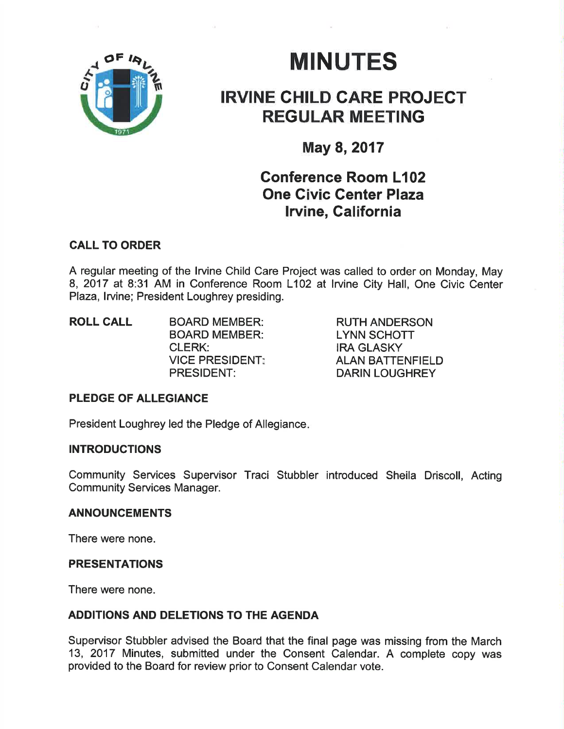# MINUTES

## IRVINE CHILD CARE PROJECT REGULAR MEETING

### May 8, 2017

### Conference Room L102
### One Civic Center Plaza
### Irvine, California

**CALL TO ORDER**

A regular meeting of the Irvine Child Care Project was called to order on Monday, May 8, 2017 at 8:31 AM in Conference Room L102 at Irvine City Hall, One Civic Center Plaza, Irvine; President Loughrey presiding.

| **ROLL CALL** | BOARD MEMBER: | RUTH ANDERSON |
|---|---|---|
| | BOARD MEMBER: | LYNN SCHOTT |
| | CLERK: | IRA GLASKY |
| | VICE PRESIDENT: | ALAN BATTENFIELD |
| | PRESIDENT: | DARIN LOUGHREY |

**PLEDGE OF ALLEGIANCE**

President Loughrey led the Pledge of Allegiance.

**INTRODUCTIONS**

Community Services Supervisor Traci Stubbler introduced Sheila Driscoll, Acting Community Services Manager.

**ANNOUNCEMENTS**

There were none.

**PRESENTATIONS**

There were none.

**ADDITIONS AND DELETIONS TO THE AGENDA**

Supervisor Stubbler advised the Board that the final page was missing from the March 13, 2017 Minutes, submitted under the Consent Calendar. A complete copy was provided to the Board for review prior to Consent Calendar vote.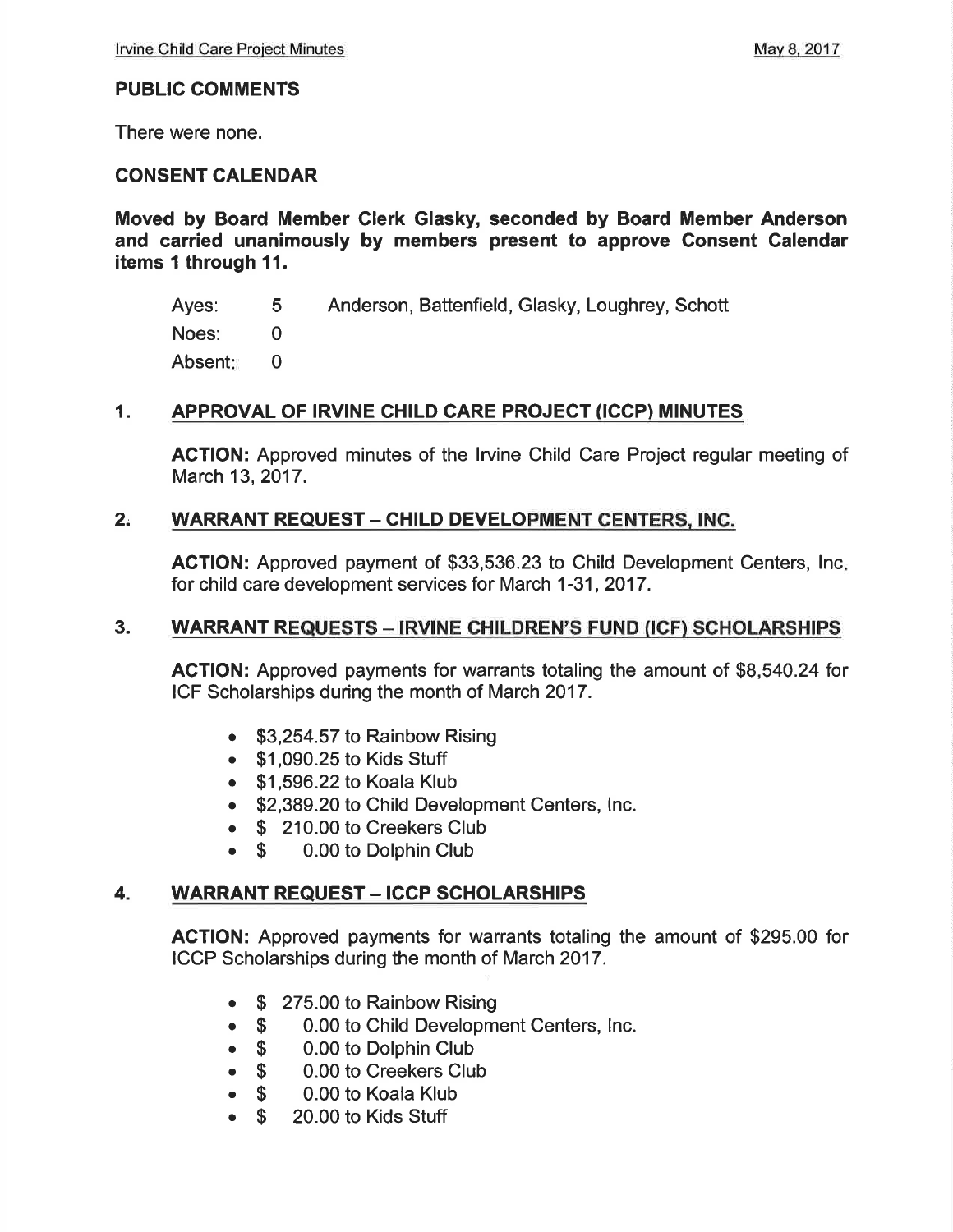## PUBLIC COMMENTS

There were none.

## CONSENT CALENDAR

**Moved by Board Member Clerk Glasky, seconded by Board Member Anderson and carried unanimously by members present to approve Consent Calendar items 1 through 11.**

| | | |
|---|---|---|
| Ayes: | 5 | Anderson, Battenfield, Glasky, Loughrey, Schott |
| Noes: | 0 | |
| Absent: | 0 | |

### 1. APPROVAL OF IRVINE CHILD CARE PROJECT (ICCP) MINUTES

**ACTION:** Approved minutes of the Irvine Child Care Project regular meeting of March 13, 2017.

### 2. WARRANT REQUEST – CHILD DEVELOPMENT CENTERS, INC.

**ACTION:** Approved payment of $33,536.23 to Child Development Centers, Inc. for child care development services for March 1-31, 2017.

### 3. WARRANT REQUESTS – IRVINE CHILDREN'S FUND (ICF) SCHOLARSHIPS

**ACTION:** Approved payments for warrants totaling the amount of $8,540.24 for ICF Scholarships during the month of March 2017.

- $3,254.57 to Rainbow Rising
- $1,090.25 to Kids Stuff
- $1,596.22 to Koala Klub
- $2,389.20 to Child Development Centers, Inc.
- $ 210.00 to Creekers Club
- $ 0.00 to Dolphin Club

### 4. WARRANT REQUEST – ICCP SCHOLARSHIPS

**ACTION:** Approved payments for warrants totaling the amount of $295.00 for ICCP Scholarships during the month of March 2017.

- $ 275.00 to Rainbow Rising
- $ 0.00 to Child Development Centers, Inc.
- $ 0.00 to Dolphin Club
- $ 0.00 to Creekers Club
- $ 0.00 to Koala Klub
- $ 20.00 to Kids Stuff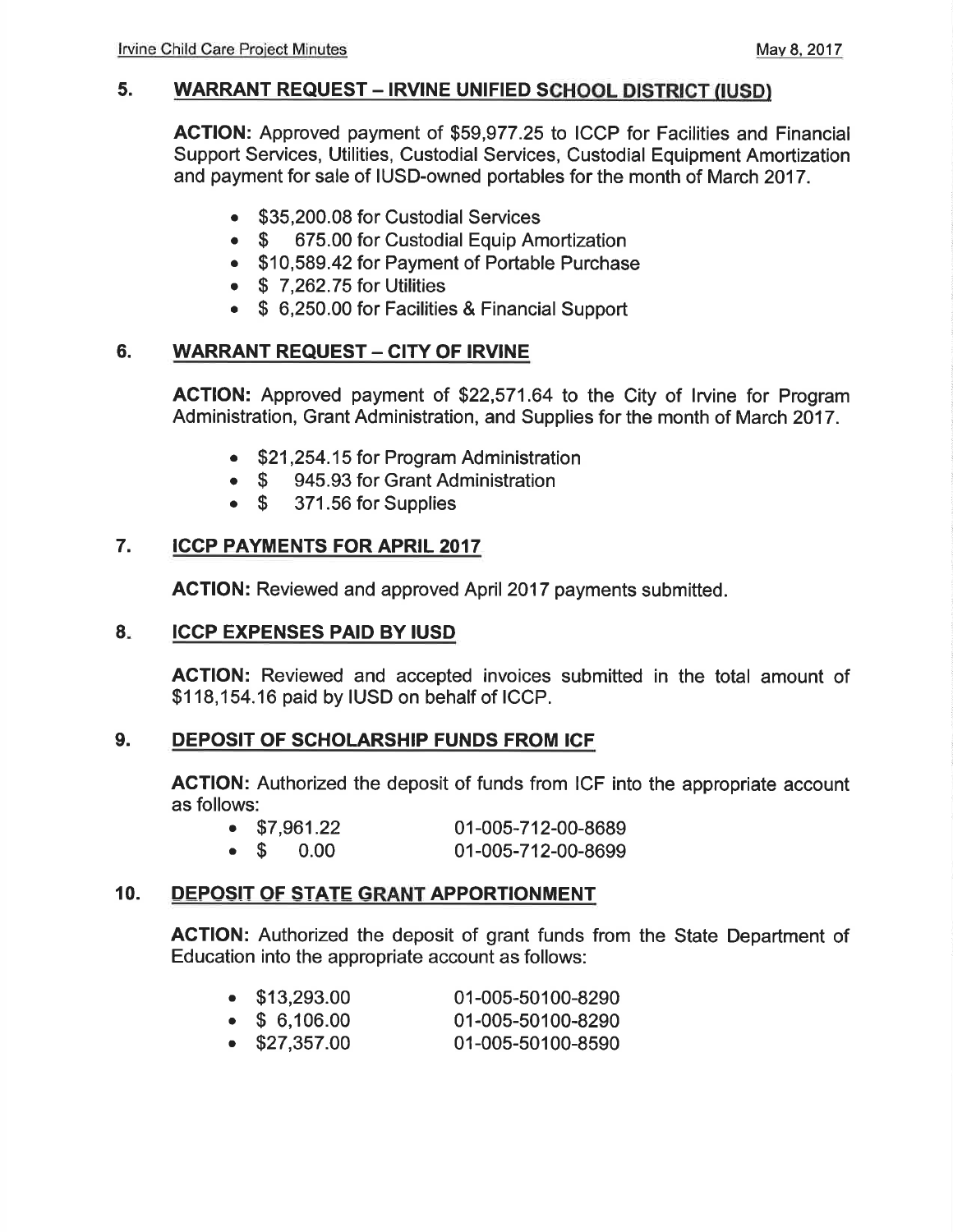## 5. WARRANT REQUEST – IRVINE UNIFIED SCHOOL DISTRICT (IUSD)

**ACTION:** Approved payment of $59,977.25 to ICCP for Facilities and Financial Support Services, Utilities, Custodial Services, Custodial Equipment Amortization and payment for sale of IUSD-owned portables for the month of March 2017.

- $35,200.08 for Custodial Services
- $ 675.00 for Custodial Equip Amortization
- $10,589.42 for Payment of Portable Purchase
- $ 7,262.75 for Utilities
- $ 6,250.00 for Facilities & Financial Support

## 6. WARRANT REQUEST – CITY OF IRVINE

**ACTION:** Approved payment of $22,571.64 to the City of Irvine for Program Administration, Grant Administration, and Supplies for the month of March 2017.

- $21,254.15 for Program Administration
- $ 945.93 for Grant Administration
- $ 371.56 for Supplies

## 7. ICCP PAYMENTS FOR APRIL 2017

**ACTION:** Reviewed and approved April 2017 payments submitted.

## 8. ICCP EXPENSES PAID BY IUSD

**ACTION:** Reviewed and accepted invoices submitted in the total amount of $118,154.16 paid by IUSD on behalf of ICCP.

## 9. DEPOSIT OF SCHOLARSHIP FUNDS FROM ICF

**ACTION:** Authorized the deposit of funds from ICF into the appropriate account as follows:

- $7,961.22 01-005-712-00-8689
- $ 0.00 01-005-712-00-8699

## 10. DEPOSIT OF STATE GRANT APPORTIONMENT

**ACTION:** Authorized the deposit of grant funds from the State Department of Education into the appropriate account as follows:

- $13,293.00 01-005-50100-8290
- $ 6,106.00 01-005-50100-8290
- $27,357.00 01-005-50100-8590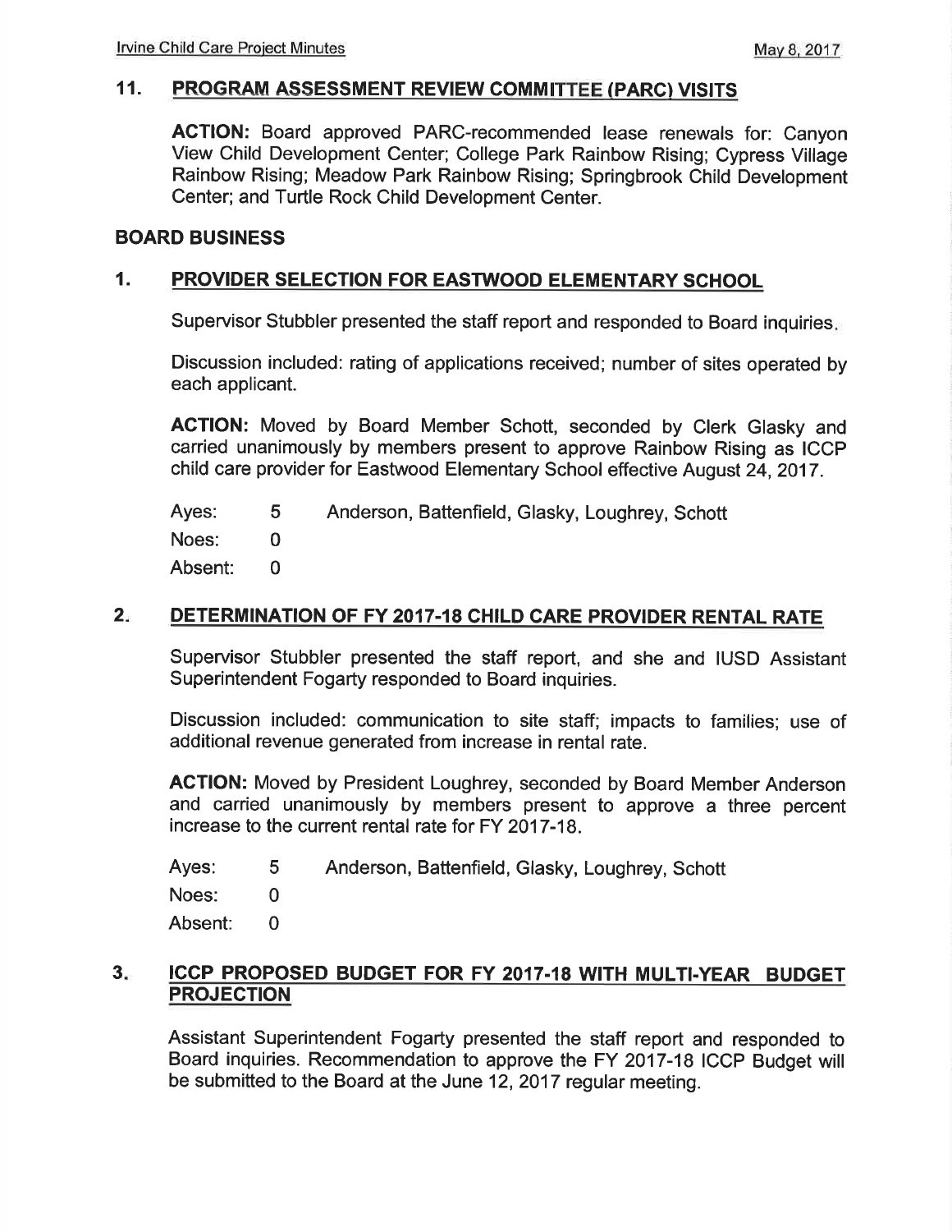## 11. PROGRAM ASSESSMENT REVIEW COMMITTEE (PARC) VISITS

**ACTION:** Board approved PARC-recommended lease renewals for: Canyon View Child Development Center; College Park Rainbow Rising; Cypress Village Rainbow Rising; Meadow Park Rainbow Rising; Springbrook Child Development Center; and Turtle Rock Child Development Center.

## BOARD BUSINESS

### 1. PROVIDER SELECTION FOR EASTWOOD ELEMENTARY SCHOOL

Supervisor Stubbler presented the staff report and responded to Board inquiries.

Discussion included: rating of applications received; number of sites operated by each applicant.

**ACTION:** Moved by Board Member Schott, seconded by Clerk Glasky and carried unanimously by members present to approve Rainbow Rising as ICCP child care provider for Eastwood Elementary School effective August 24, 2017.

| | | |
|---|---|---|
| Ayes: | 5 | Anderson, Battenfield, Glasky, Loughrey, Schott |
| Noes: | 0 | |
| Absent: | 0 | |

### 2. DETERMINATION OF FY 2017-18 CHILD CARE PROVIDER RENTAL RATE

Supervisor Stubbler presented the staff report, and she and IUSD Assistant Superintendent Fogarty responded to Board inquiries.

Discussion included: communication to site staff; impacts to families; use of additional revenue generated from increase in rental rate.

**ACTION:** Moved by President Loughrey, seconded by Board Member Anderson and carried unanimously by members present to approve a three percent increase to the current rental rate for FY 2017-18.

| | | |
|---|---|---|
| Ayes: | 5 | Anderson, Battenfield, Glasky, Loughrey, Schott |
| Noes: | 0 | |
| Absent: | 0 | |

### 3. ICCP PROPOSED BUDGET FOR FY 2017-18 WITH MULTI-YEAR BUDGET PROJECTION

Assistant Superintendent Fogarty presented the staff report and responded to Board inquiries. Recommendation to approve the FY 2017-18 ICCP Budget will be submitted to the Board at the June 12, 2017 regular meeting.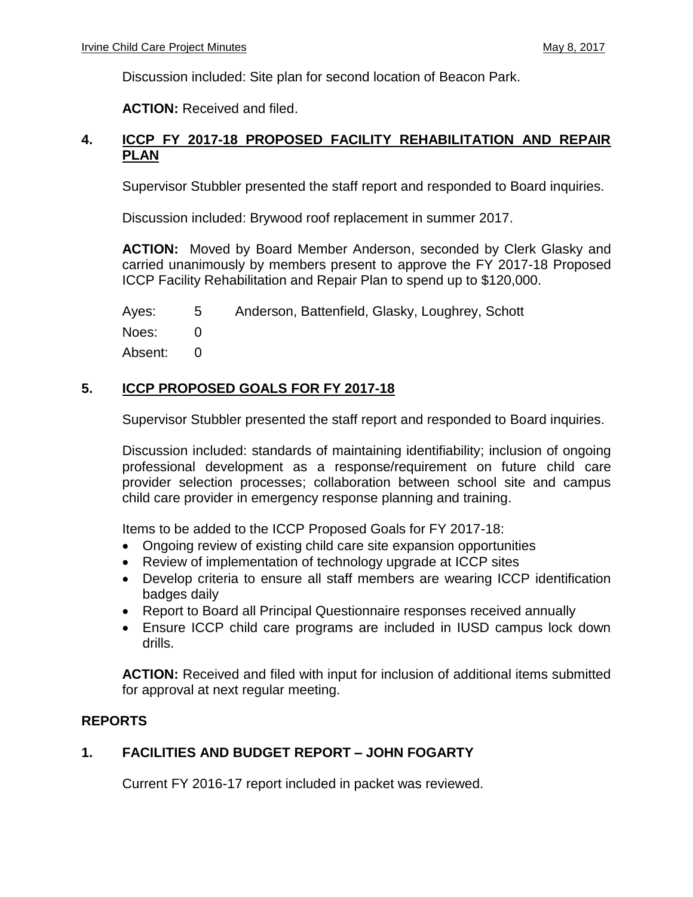Discussion included: Site plan for second location of Beacon Park.

**ACTION:** Received and filed.

## 4. ICCP FY 2017-18 PROPOSED FACILITY REHABILITATION AND REPAIR PLAN

Supervisor Stubbler presented the staff report and responded to Board inquiries.

Discussion included: Brywood roof replacement in summer 2017.

**ACTION:** Moved by Board Member Anderson, seconded by Clerk Glasky and carried unanimously by members present to approve the FY 2017-18 Proposed ICCP Facility Rehabilitation and Repair Plan to spend up to $120,000.

| | | |
|---|---|---|
| Ayes: | 5 | Anderson, Battenfield, Glasky, Loughrey, Schott |
| Noes: | 0 | |
| Absent: | 0 | |

## 5. ICCP PROPOSED GOALS FOR FY 2017-18

Supervisor Stubbler presented the staff report and responded to Board inquiries.

Discussion included: standards of maintaining identifiability; inclusion of ongoing professional development as a response/requirement on future child care provider selection processes; collaboration between school site and campus child care provider in emergency response planning and training.

Items to be added to the ICCP Proposed Goals for FY 2017-18:

- Ongoing review of existing child care site expansion opportunities
- Review of implementation of technology upgrade at ICCP sites
- Develop criteria to ensure all staff members are wearing ICCP identification badges daily
- Report to Board all Principal Questionnaire responses received annually
- Ensure ICCP child care programs are included in IUSD campus lock down drills.

**ACTION:** Received and filed with input for inclusion of additional items submitted for approval at next regular meeting.

## REPORTS

## 1. FACILITIES AND BUDGET REPORT – JOHN FOGARTY

Current FY 2016-17 report included in packet was reviewed.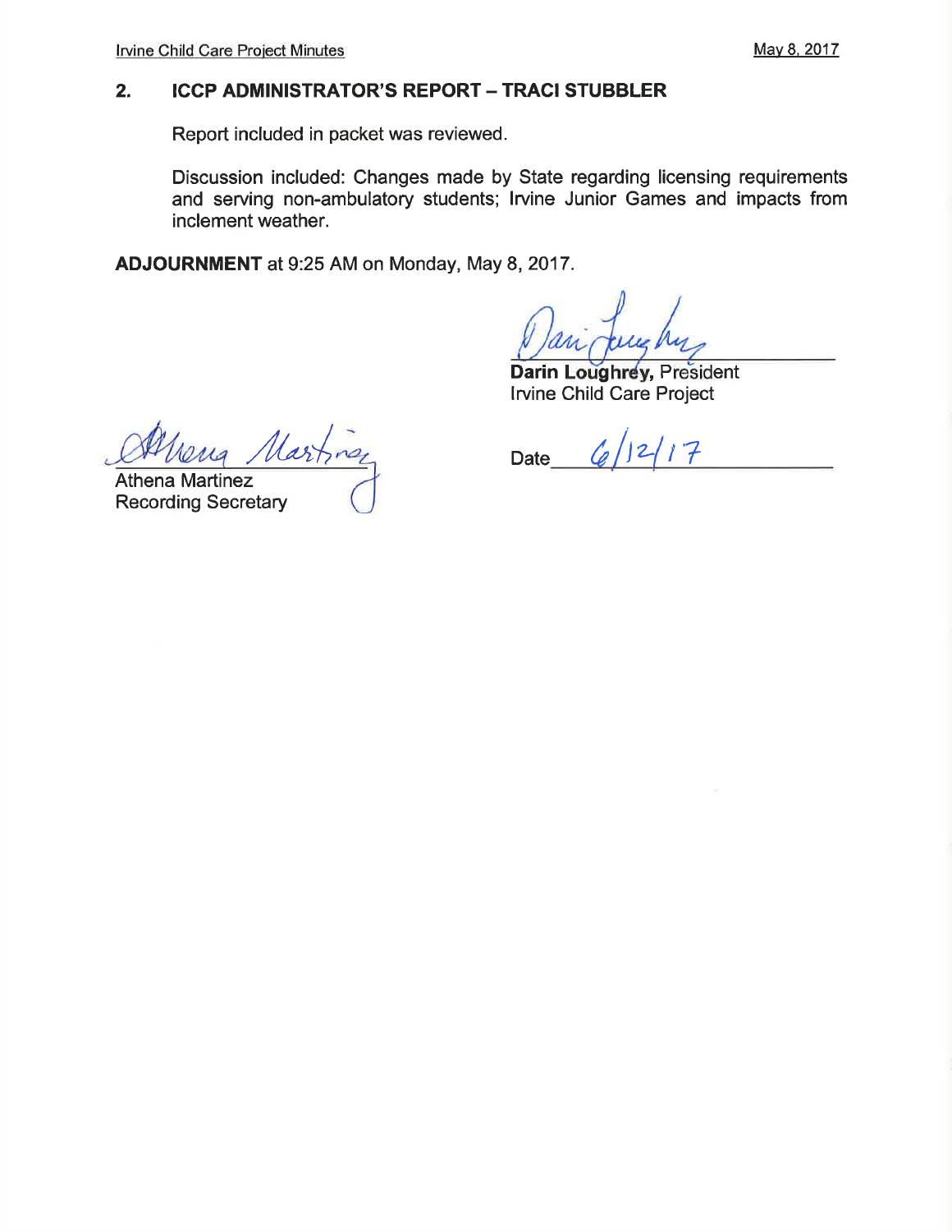## 2. ICCP ADMINISTRATOR'S REPORT – TRACI STUBBLER

Report included in packet was reviewed.

Discussion included: Changes made by State regarding licensing requirements and serving non-ambulatory students; Irvine Junior Games and impacts from inclement weather.

**ADJOURNMENT** at 9:25 AM on Monday, May 8, 2017.

**Darin Loughrey,** President
Irvine Child Care Project

Date 6/12/17

Athena Martinez
Recording Secretary